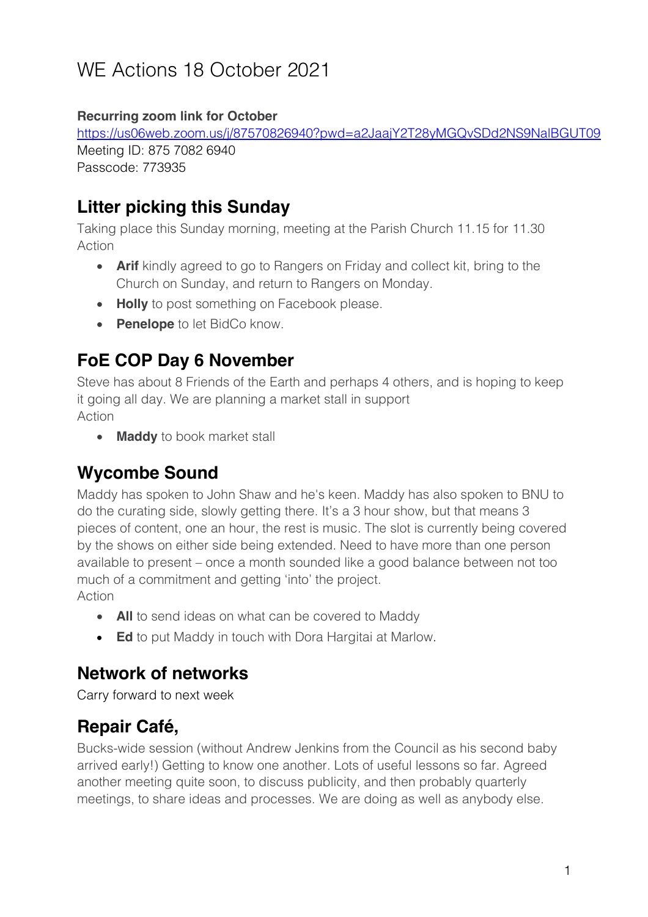# WE Actions 18 October 2021

**Recurring zoom link for October**
https://us06web.zoom.us/j/87570826940?pwd=a2JaajY2T28yMGQvSDd2NS9NalBGUT09
Meeting ID: 875 7082 6940
Passcode: 773935

## Litter picking this Sunday

Taking place this Sunday morning, meeting at the Parish Church 11.15 for 11.30
Action

- **Arif** kindly agreed to go to Rangers on Friday and collect kit, bring to the Church on Sunday, and return to Rangers on Monday.
- **Holly** to post something on Facebook please.
- **Penelope** to let BidCo know.

## FoE COP Day 6 November

Steve has about 8 Friends of the Earth and perhaps 4 others, and is hoping to keep it going all day. We are planning a market stall in support
Action

- **Maddy** to book market stall

## Wycombe Sound

Maddy has spoken to John Shaw and he's keen. Maddy has also spoken to BNU to do the curating side, slowly getting there. It's a 3 hour show, but that means 3 pieces of content, one an hour, the rest is music. The slot is currently being covered by the shows on either side being extended. Need to have more than one person available to present – once a month sounded like a good balance between not too much of a commitment and getting 'into' the project.
Action

- **All** to send ideas on what can be covered to Maddy
- **Ed** to put Maddy in touch with Dora Hargitai at Marlow.

## Network of networks

Carry forward to next week

## Repair Café,

Bucks-wide session (without Andrew Jenkins from the Council as his second baby arrived early!) Getting to know one another. Lots of useful lessons so far. Agreed another meeting quite soon, to discuss publicity, and then probably quarterly meetings, to share ideas and processes. We are doing as well as anybody else.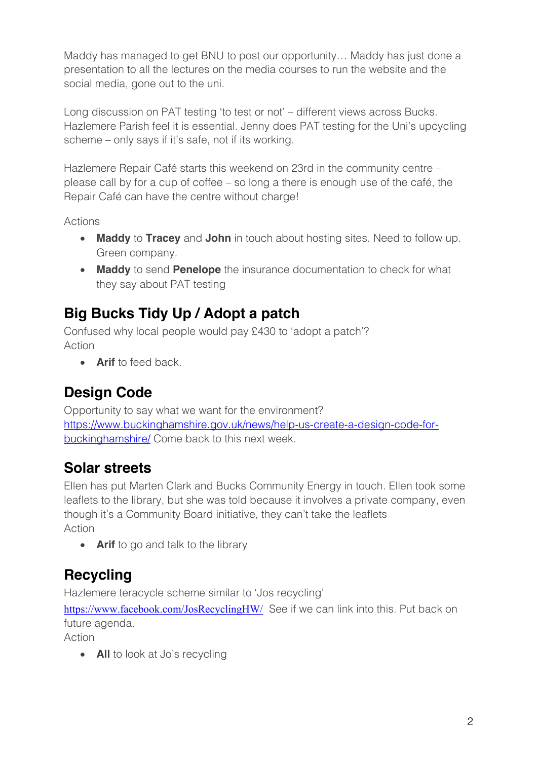Maddy has managed to get BNU to post our opportunity… Maddy has just done a presentation to all the lectures on the media courses to run the website and the social media, gone out to the uni.

Long discussion on PAT testing 'to test or not' – different views across Bucks. Hazlemere Parish feel it is essential. Jenny does PAT testing for the Uni's upcycling scheme – only says if it's safe, not if its working.

Hazlemere Repair Café starts this weekend on 23rd in the community centre – please call by for a cup of coffee – so long a there is enough use of the café, the Repair Café can have the centre without charge!

Actions

- **Maddy** to **Tracey** and **John** in touch about hosting sites. Need to follow up. Green company.
- **Maddy** to send **Penelope** the insurance documentation to check for what they say about PAT testing

## Big Bucks Tidy Up / Adopt a patch

Confused why local people would pay £430 to 'adopt a patch'?
Action

- **Arif** to feed back.

## Design Code

Opportunity to say what we want for the environment?
[https://www.buckinghamshire.gov.uk/news/help-us-create-a-design-code-for-buckinghamshire/](https://www.buckinghamshire.gov.uk/news/help-us-create-a-design-code-for-buckinghamshire/) Come back to this next week.

## Solar streets

Ellen has put Marten Clark and Bucks Community Energy in touch. Ellen took some leaflets to the library, but she was told because it involves a private company, even though it's a Community Board initiative, they can't take the leaflets
Action

- **Arif** to go and talk to the library

## Recycling

Hazlemere teracycle scheme similar to 'Jos recycling'
[https://www.facebook.com/JosRecyclingHW/](https://www.facebook.com/JosRecyclingHW/) See if we can link into this. Put back on future agenda.
Action

- **All** to look at Jo's recycling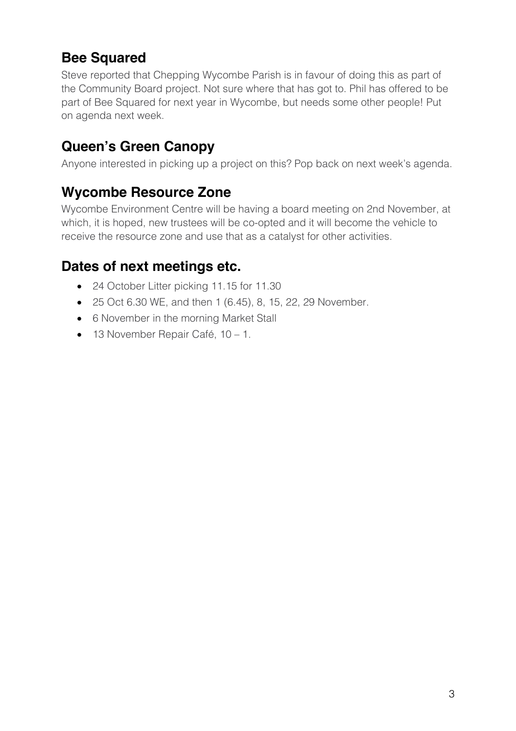## Bee Squared

Steve reported that Chepping Wycombe Parish is in favour of doing this as part of the Community Board project. Not sure where that has got to. Phil has offered to be part of Bee Squared for next year in Wycombe, but needs some other people! Put on agenda next week.

## Queen's Green Canopy

Anyone interested in picking up a project on this? Pop back on next week's agenda.

## Wycombe Resource Zone

Wycombe Environment Centre will be having a board meeting on 2nd November, at which, it is hoped, new trustees will be co-opted and it will become the vehicle to receive the resource zone and use that as a catalyst for other activities.

## Dates of next meetings etc.

- 24 October Litter picking 11.15 for 11.30
- 25 Oct 6.30 WE, and then 1 (6.45), 8, 15, 22, 29 November.
- 6 November in the morning Market Stall
- 13 November Repair Café, 10 – 1.